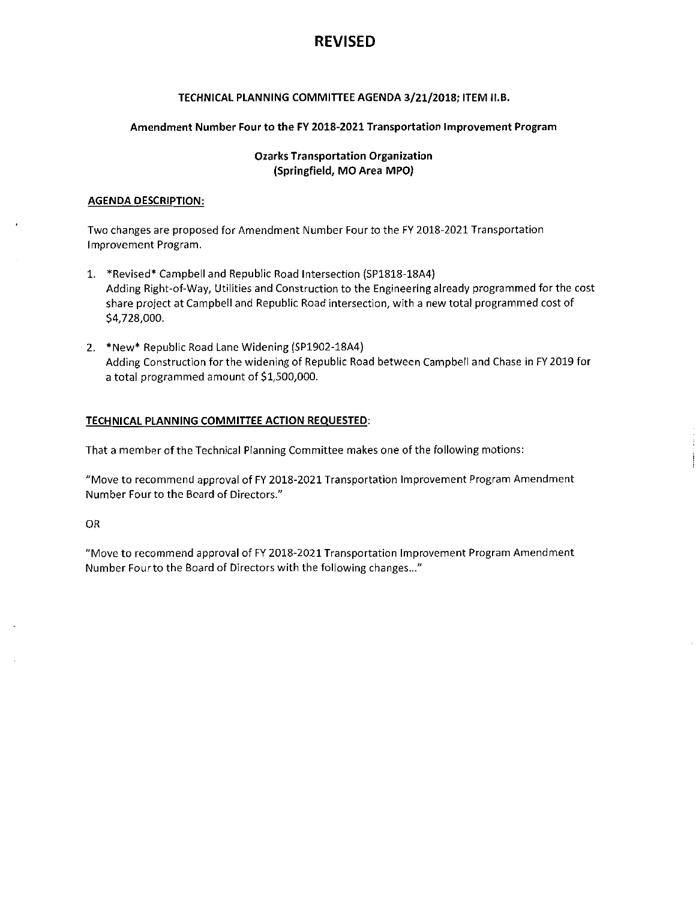# REVISED

**TECHNICAL PLANNING COMMITTEE AGENDA 3/21/2018; ITEM II.B.**

**Amendment Number Four to the FY 2018-2021 Transportation Improvement Program**

**Ozarks Transportation Organization**
**(Springfield, MO Area MPO)**

**AGENDA DESCRIPTION:**

Two changes are proposed for Amendment Number Four to the FY 2018-2021 Transportation Improvement Program.

1. *Revised* Campbell and Republic Road Intersection (SP1818-18A4)
   Adding Right-of-Way, Utilities and Construction to the Engineering already programmed for the cost share project at Campbell and Republic Road intersection, with a new total programmed cost of $4,728,000.

2. *New* Republic Road Lane Widening (SP1902-18A4)
   Adding Construction for the widening of Republic Road between Campbell and Chase in FY 2019 for a total programmed amount of $1,500,000.

**TECHNICAL PLANNING COMMITTEE ACTION REQUESTED:**

That a member of the Technical Planning Committee makes one of the following motions:

"Move to recommend approval of FY 2018-2021 Transportation Improvement Program Amendment Number Four to the Board of Directors."

OR

"Move to recommend approval of FY 2018-2021 Transportation Improvement Program Amendment Number Four to the Board of Directors with the following changes…"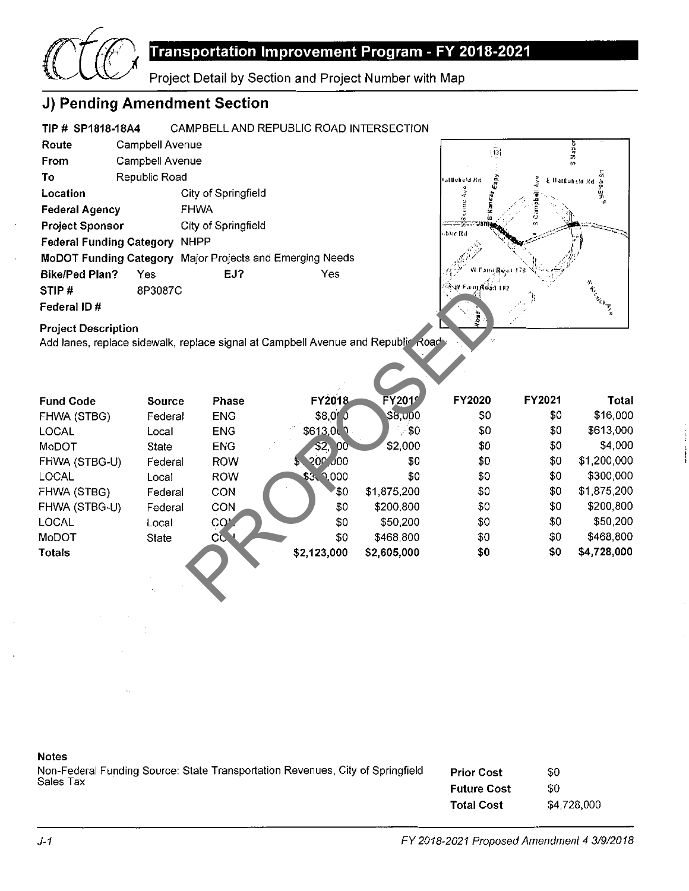# Transportation Improvement Program - FY 2018-2021

Project Detail by Section and Project Number with Map

## J) Pending Amendment Section

**TIP # SP1818-18A4** CAMPBELL AND REPUBLIC ROAD INTERSECTION

| | |
|---|---|
| **Route** | Campbell Avenue |
| **From** | Campbell Avenue |
| **To** | Republic Road |
| **Location** | City of Springfield |
| **Federal Agency** | FHWA |
| **Project Sponsor** | City of Springfield |
| **Federal Funding Category** | NHPP |
| **MoDOT Funding Category** | Major Projects and Emerging Needs |
| **Bike/Ped Plan?** | Yes |
| **EJ?** | Yes |
| **STIP #** | 8P3087C |
| **Federal ID #** | |

**Project Description**

Add lanes, replace sidewalk, replace signal at Campbell Avenue and Republic Road.

PROPOSED

| Fund Code | Source | Phase | FY2018 | FY2019 | FY2020 | FY2021 | Total |
|---|---|---|---|---|---|---|---|
| FHWA (STBG) | Federal | ENG | $8,000 | $8,000 | $0 | $0 | $16,000 |
| LOCAL | Local | ENG | $613,000 | $0 | $0 | $0 | $613,000 |
| MoDOT | State | ENG | $2,000 | $2,000 | $0 | $0 | $4,000 |
| FHWA (STBG-U) | Federal | ROW | $1,200,000 | $0 | $0 | $0 | $1,200,000 |
| LOCAL | Local | ROW | $300,000 | $0 | $0 | $0 | $300,000 |
| FHWA (STBG) | Federal | CON | $0 | $1,875,200 | $0 | $0 | $1,875,200 |
| FHWA (STBG-U) | Federal | CON | $0 | $200,800 | $0 | $0 | $200,800 |
| LOCAL | Local | CON | $0 | $50,200 | $0 | $0 | $50,200 |
| MoDOT | State | CON | $0 | $468,800 | $0 | $0 | $468,800 |
| **Totals** | | | **$2,123,000** | **$2,605,000** | **$0** | **$0** | **$4,728,000** |

**Notes**

Non-Federal Funding Source: State Transportation Revenues, City of Springfield Sales Tax

| | |
|---|---|
| **Prior Cost** | $0 |
| **Future Cost** | $0 |
| **Total Cost** | $4,728,000 |

J-1 FY 2018-2021 Proposed Amendment 4 3/9/2018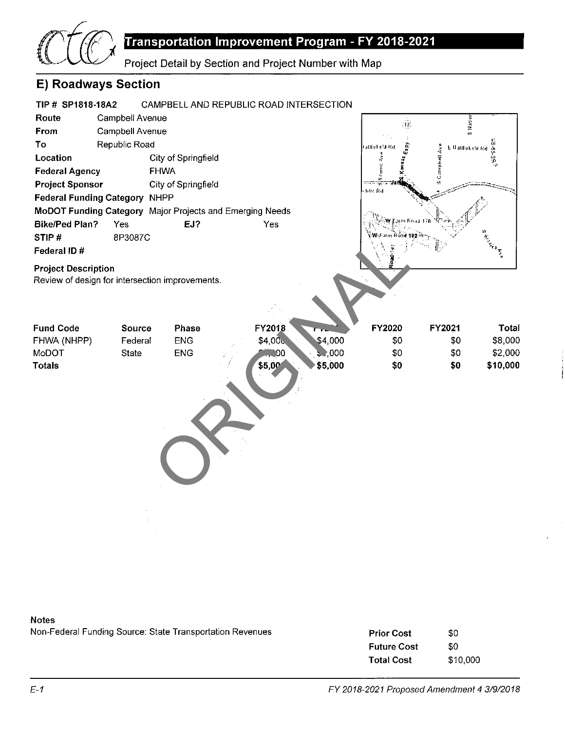# Transportation Improvement Program - FY 2018-2021

Project Detail by Section and Project Number with Map

## E) Roadways Section

**TIP # SP1818-18A2** CAMPBELL AND REPUBLIC ROAD INTERSECTION

**Route** Campbell Avenue
**From** Campbell Avenue
**To** Republic Road
**Location** City of Springfield
**Federal Agency** FHWA
**Project Sponsor** City of Springfield
**Federal Funding Category** NHPP
**MoDOT Funding Category** Major Projects and Emerging Needs
**Bike/Ped Plan?** Yes **EJ?** Yes
**STIP #** 8P3087C
**Federal ID #**

**Project Description**
Review of design for intersection improvements.

ORIGINAL

| Fund Code | Source | Phase | FY2018 | FY2019 | FY2020 | FY2021 | Total |
|---|---|---|---|---|---|---|---|
| FHWA (NHPP) | Federal | ENG | $4,000 | $4,000 | $0 | $0 | $8,000 |
| MoDOT | State | ENG | $1,000 | $1,000 | $0 | $0 | $2,000 |
| **Totals** | | | **$5,000** | **$5,000** | **$0** | **$0** | **$10,000** |

**Notes**
Non-Federal Funding Source: State Transportation Revenues

| | |
|---|---|
| **Prior Cost** | $0 |
| **Future Cost** | $0 |
| **Total Cost** | $10,000 |

*FY 2018-2021 Proposed Amendment 4 3/9/2018*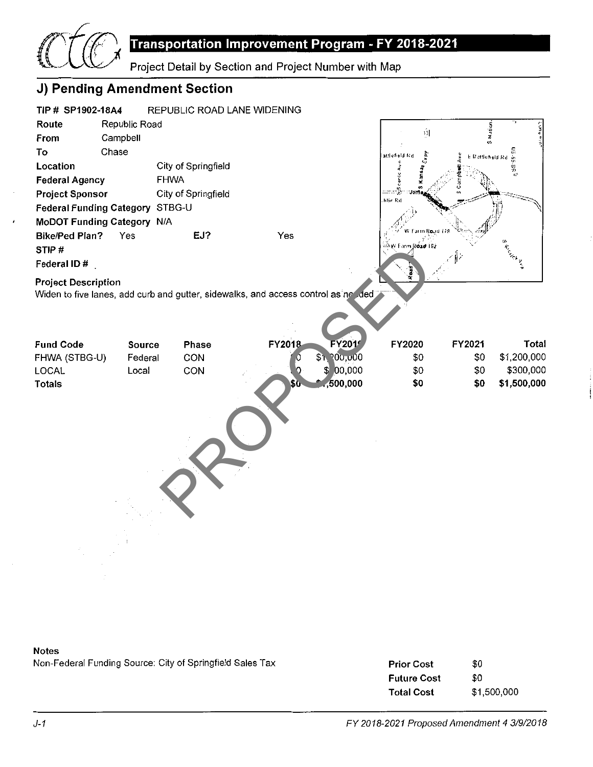## Transportation Improvement Program - FY 2018-2021

Project Detail by Section and Project Number with Map

## J) Pending Amendment Section

**TIP # SP1902-18A4** REPUBLIC ROAD LANE WIDENING

**Route** Republic Road
**From** Campbell
**To** Chase
**Location** City of Springfield
**Federal Agency** FHWA
**Project Sponsor** City of Springfield
**Federal Funding Category** STBG-U
**MoDOT Funding Category** N/A
**Bike/Ped Plan?** Yes **EJ?** Yes
**STIP #**
**Federal ID #**

**Project Description**
Widen to five lanes, add curb and gutter, sidewalks, and access control as needed

| Fund Code | Source | Phase | FY2018 | FY2019 | FY2020 | FY2021 | Total |
|---|---|---|---|---|---|---|---|
| FHWA (STBG-U) | Federal | CON | $0 | $1,200,000 | $0 | $0 | $1,200,000 |
| LOCAL | Local | CON | $0 | $300,000 | $0 | $0 | $300,000 |
| **Totals** | | | **$0** | **$1,500,000** | **$0** | **$0** | **$1,500,000** |

PROPOSED

**Notes**
Non-Federal Funding Source: City of Springfield Sales Tax

| | |
|---|---|
| **Prior Cost** | $0 |
| **Future Cost** | $0 |
| **Total Cost** | $1,500,000 |

*FY 2018-2021 Proposed Amendment 4 3/9/2018*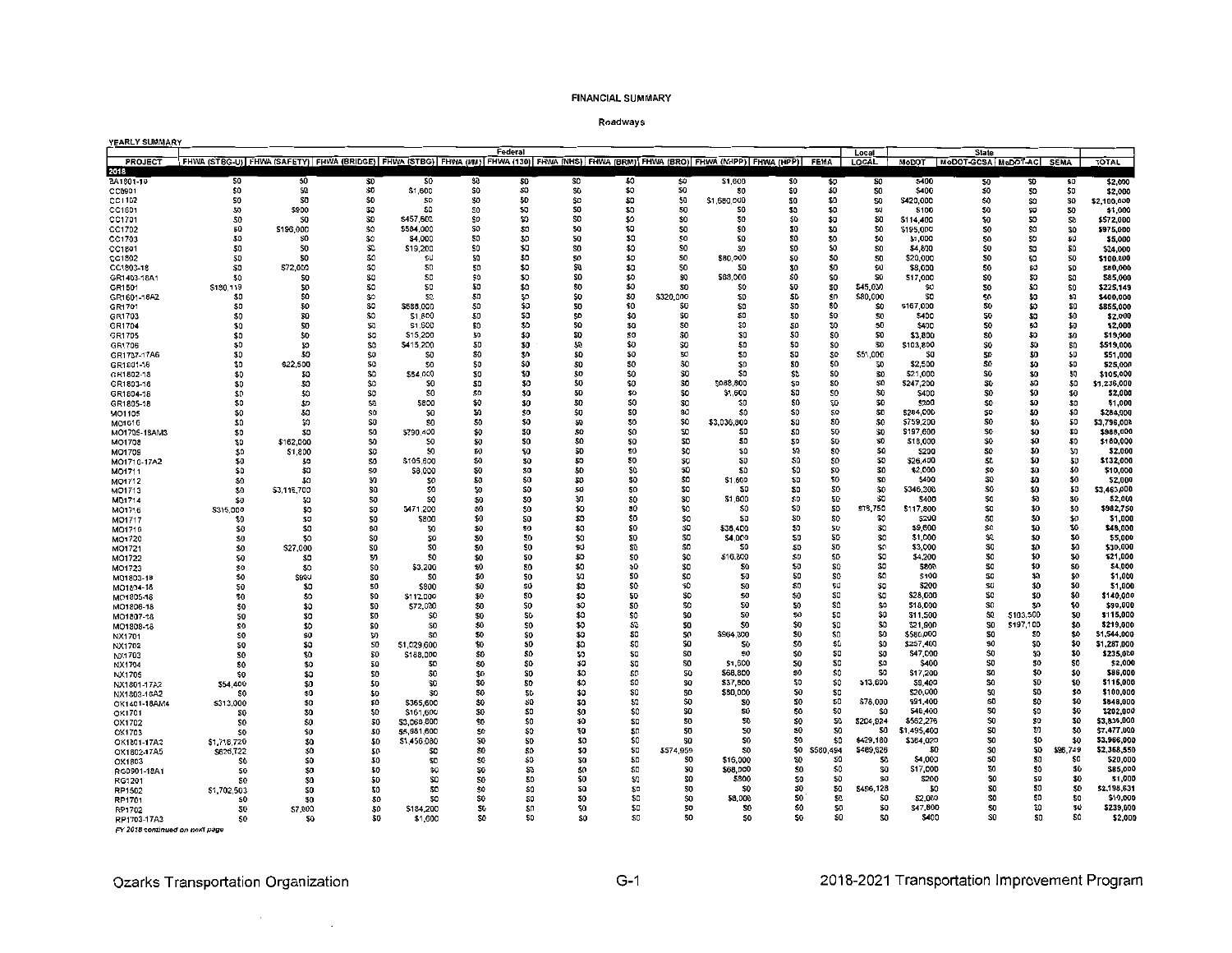# FINANCIAL SUMMARY

## Roadways

YEARLY SUMMARY

| | Federal | | | | | | | | | | | | | Local | State | | | | |
|---|---|---|---|---|---|---|---|---|---|---|---|---|---|---|---|---|---|---|---|
| PROJECT | FHWA (STBG-U) | FHWA (SAFETY) | FHWA (BRIDGE) | FHWA (STBG) | FHWA (I/M) | FHWA (130) | FHWA (NHS) | FHWA (BRM) | FHWA (BRO) | FHWA (NHPP) | FHWA (HPP) | FEMA | LOCAL | MoDOT | MoDOT-GCSA | MoDOT-AC | SEMA | TOTAL |
| **2018** | | | | | | | | | | | | | | | | | | |
| BA1801-18 | $0 | $0 | $0 | $0 | $0 | $0 | $0 | $0 | $0 | $1,600 | $0 | $0 | $0 | $400 | $0 | $0 | $0 | $2,000 |
| CC0901 | $0 | $0 | $0 | $1,600 | $0 | $0 | $0 | $0 | $0 | $0 | $0 | $0 | $0 | $400 | $0 | $0 | $0 | $2,000 |
| CC1102 | $0 | $0 | $0 | $0 | $0 | $0 | $0 | $0 | $0 | $1,680,000 | $0 | $0 | $0 | $420,000 | $0 | $0 | $0 | $2,100,000 |
| CC1601 | $0 | $900 | $0 | $0 | $0 | $0 | $0 | $0 | $0 | $0 | $0 | $0 | $0 | $100 | $0 | $0 | $0 | $1,000 |
| CC1701 | $0 | $0 | $0 | $457,600 | $0 | $0 | $0 | $0 | $0 | $0 | $0 | $0 | $0 | $114,400 | $0 | $0 | $0 | $572,000 |
| CC1702 | $0 | $196,000 | $0 | $584,000 | $0 | $0 | $0 | $0 | $0 | $0 | $0 | $0 | $0 | $195,000 | $0 | $0 | $0 | $975,000 |
| CC1703 | $0 | $0 | $0 | $4,000 | $0 | $0 | $0 | $0 | $0 | $0 | $0 | $0 | $0 | $1,000 | $0 | $0 | $0 | $5,000 |
| CC1801 | $0 | $0 | $0 | $19,200 | $0 | $0 | $0 | $0 | $0 | $0 | $0 | $0 | $0 | $4,800 | $0 | $0 | $0 | $24,000 |
| CC1802 | $0 | $0 | $0 | $0 | $0 | $0 | $0 | $0 | $0 | $80,000 | $0 | $0 | $0 | $20,000 | $0 | $0 | $0 | $100,000 |
| CC1803-18 | $0 | $72,000 | $0 | $0 | $0 | $0 | $0 | $0 | $0 | $0 | $0 | $0 | $0 | $8,000 | $0 | $0 | $0 | $80,000 |
| GR1403-18A1 | $0 | $0 | $0 | $0 | $0 | $0 | $0 | $0 | $0 | $68,000 | $0 | $0 | $0 | $17,000 | $0 | $0 | $0 | $85,000 |
| GR1501 | $180,119 | $0 | $0 | $0 | $0 | $0 | $0 | $0 | $0 | $0 | $0 | $0 | $45,030 | $0 | $0 | $0 | $0 | $225,149 |
| GR1601-18A2 | $0 | $0 | $0 | $0 | $0 | $0 | $0 | $0 | $320,000 | $0 | $0 | $0 | $80,000 | $0 | $0 | $0 | $0 | $400,000 |
| GR1701 | $0 | $0 | $0 | $688,000 | $0 | $0 | $0 | $0 | $0 | $0 | $0 | $0 | $0 | $167,000 | $0 | $0 | $0 | $855,000 |
| GR1703 | $0 | $0 | $0 | $1,600 | $0 | $0 | $0 | $0 | $0 | $0 | $0 | $0 | $0 | $400 | $0 | $0 | $0 | $2,000 |
| GR1704 | $0 | $0 | $0 | $1,600 | $0 | $0 | $0 | $0 | $0 | $0 | $0 | $0 | $0 | $400 | $0 | $0 | $0 | $2,000 |
| GR1705 | $0 | $0 | $0 | $15,200 | $0 | $0 | $0 | $0 | $0 | $0 | $0 | $0 | $0 | $3,800 | $0 | $0 | $0 | $19,000 |
| GR1706 | $0 | $0 | $0 | $415,200 | $0 | $0 | $0 | $0 | $0 | $0 | $0 | $0 | $0 | $103,800 | $0 | $0 | $0 | $519,000 |
| GR1707-17A6 | $0 | $0 | $0 | $0 | $0 | $0 | $0 | $0 | $0 | $0 | $0 | $0 | $51,000 | $0 | $0 | $0 | $0 | $51,000 |
| GR1801-18 | $0 | $22,500 | $0 | $0 | $0 | $0 | $0 | $0 | $0 | $0 | $0 | $0 | $0 | $2,500 | $0 | $0 | $0 | $25,000 |
| GR1802-18 | $0 | $0 | $0 | $84,000 | $0 | $0 | $0 | $0 | $0 | $0 | $0 | $0 | $0 | $21,000 | $0 | $0 | $0 | $105,000 |
| GR1803-18 | $0 | $0 | $0 | $0 | $0 | $0 | $0 | $0 | $0 | $988,800 | $0 | $0 | $0 | $247,200 | $0 | $0 | $0 | $1,236,000 |
| GR1804-18 | $0 | $0 | $0 | $0 | $0 | $0 | $0 | $0 | $0 | $1,600 | $0 | $0 | $0 | $400 | $0 | $0 | $0 | $2,000 |
| GR1805-18 | $0 | $0 | $0 | $800 | $0 | $0 | $0 | $0 | $0 | $0 | $0 | $0 | $0 | $200 | $0 | $0 | $0 | $1,000 |
| MO1105 | $0 | $0 | $0 | $0 | $0 | $0 | $0 | $0 | $0 | $0 | $0 | $0 | $0 | $264,000 | $0 | $0 | $0 | $264,000 |
| MO1616 | $0 | $0 | $0 | $0 | $0 | $0 | $0 | $0 | $0 | $3,036,800 | $0 | $0 | $0 | $759,200 | $0 | $0 | $0 | $3,796,000 |
| MO1705-18AM3 | $0 | $0 | $0 | $790,400 | $0 | $0 | $0 | $0 | $0 | $0 | $0 | $0 | $0 | $197,600 | $0 | $0 | $0 | $988,000 |
| MO1708 | $0 | $162,000 | $0 | $0 | $0 | $0 | $0 | $0 | $0 | $0 | $0 | $0 | $0 | $18,000 | $0 | $0 | $0 | $180,000 |
| MO1709 | $0 | $1,800 | $0 | $0 | $0 | $0 | $0 | $0 | $0 | $0 | $0 | $0 | $0 | $200 | $0 | $0 | $0 | $2,000 |
| MO1710-17A2 | $0 | $0 | $0 | $105,600 | $0 | $0 | $0 | $0 | $0 | $0 | $0 | $0 | $0 | $26,400 | $0 | $0 | $0 | $132,000 |
| MO1711 | $0 | $0 | $0 | $8,000 | $0 | $0 | $0 | $0 | $0 | $0 | $0 | $0 | $0 | $2,000 | $0 | $0 | $0 | $10,000 |
| MO1712 | $0 | $0 | $0 | $0 | $0 | $0 | $0 | $0 | $0 | $1,600 | $0 | $0 | $0 | $400 | $0 | $0 | $0 | $2,000 |
| MO1713 | $0 | $3,116,700 | $0 | $0 | $0 | $0 | $0 | $0 | $0 | $0 | $0 | $0 | $0 | $346,300 | $0 | $0 | $0 | $3,463,000 |
| MO1714 | $0 | $0 | $0 | $0 | $0 | $0 | $0 | $0 | $0 | $1,600 | $0 | $0 | $0 | $400 | $0 | $0 | $0 | $2,000 |
| MO1716 | $315,000 | $0 | $0 | $471,200 | $0 | $0 | $0 | $0 | $0 | $0 | $0 | $0 | $78,750 | $117,800 | $0 | $0 | $0 | $982,750 |
| MO1717 | $0 | $0 | $0 | $800 | $0 | $0 | $0 | $0 | $0 | $0 | $0 | $0 | $0 | $200 | $0 | $0 | $0 | $1,000 |
| MO1719 | $0 | $0 | $0 | $0 | $0 | $0 | $0 | $0 | $0 | $38,400 | $0 | $0 | $0 | $9,600 | $0 | $0 | $0 | $48,000 |
| MO1720 | $0 | $0 | $0 | $0 | $0 | $0 | $0 | $0 | $0 | $4,000 | $0 | $0 | $0 | $1,000 | $0 | $0 | $0 | $5,000 |
| MO1721 | $0 | $27,000 | $0 | $0 | $0 | $0 | $0 | $0 | $0 | $0 | $0 | $0 | $0 | $3,000 | $0 | $0 | $0 | $30,000 |
| MO1722 | $0 | $0 | $0 | $0 | $0 | $0 | $0 | $0 | $0 | $16,800 | $0 | $0 | $0 | $4,200 | $0 | $0 | $0 | $21,000 |
| MO1723 | $0 | $0 | $0 | $3,200 | $0 | $0 | $0 | $0 | $0 | $0 | $0 | $0 | $0 | $800 | $0 | $0 | $0 | $4,000 |
| MO1803-18 | $0 | $900 | $0 | $0 | $0 | $0 | $0 | $0 | $0 | $0 | $0 | $0 | $0 | $100 | $0 | $0 | $0 | $1,000 |
| MO1804-18 | $0 | $0 | $0 | $800 | $0 | $0 | $0 | $0 | $0 | $0 | $0 | $0 | $0 | $200 | $0 | $0 | $0 | $1,000 |
| MO1805-18 | $0 | $0 | $0 | $112,000 | $0 | $0 | $0 | $0 | $0 | $0 | $0 | $0 | $0 | $28,000 | $0 | $0 | $0 | $140,000 |
| MO1806-18 | $0 | $0 | $0 | $72,000 | $0 | $0 | $0 | $0 | $0 | $0 | $0 | $0 | $0 | $18,000 | $0 | $0 | $0 | $90,000 |
| MO1807-18 | $0 | $0 | $0 | $0 | $0 | $0 | $0 | $0 | $0 | $0 | $0 | $0 | $0 | $11,500 | $0 | $103,500 | $0 | $115,000 |
| MO1808-18 | $0 | $0 | $0 | $0 | $0 | $0 | $0 | $0 | $0 | $0 | $0 | $0 | $0 | $21,900 | $0 | $197,100 | $0 | $219,000 |
| NX1701 | $0 | $0 | $0 | $0 | $0 | $0 | $0 | $0 | $0 | $964,800 | $0 | $0 | $0 | $580,000 | $0 | $0 | $0 | $1,544,000 |
| NX1702 | $0 | $0 | $0 | $1,029,600 | $0 | $0 | $0 | $0 | $0 | $0 | $0 | $0 | $0 | $257,400 | $0 | $0 | $0 | $1,287,000 |
| NX1703 | $0 | $0 | $0 | $188,000 | $0 | $0 | $0 | $0 | $0 | $0 | $0 | $0 | $0 | $47,000 | $0 | $0 | $0 | $235,000 |
| NX1704 | $0 | $0 | $0 | $0 | $0 | $0 | $0 | $0 | $0 | $1,600 | $0 | $0 | $0 | $400 | $0 | $0 | $0 | $2,000 |
| NX1705 | $0 | $0 | $0 | $0 | $0 | $0 | $0 | $0 | $0 | $68,800 | $0 | $0 | $0 | $17,200 | $0 | $0 | $0 | $86,000 |
| NX1801-17A2 | $54,400 | $0 | $0 | $0 | $0 | $0 | $0 | $0 | $0 | $37,600 | $0 | $0 | $13,600 | $9,400 | $0 | $0 | $0 | $115,000 |
| NX1803-18A2 | $0 | $0 | $0 | $0 | $0 | $0 | $0 | $0 | $0 | $80,000 | $0 | $0 | $0 | $20,000 | $0 | $0 | $0 | $100,000 |
| OK1401-18AM4 | $313,000 | $0 | $0 | $365,600 | $0 | $0 | $0 | $0 | $0 | $0 | $0 | $0 | $78,000 | $91,400 | $0 | $0 | $0 | $848,000 |
| OK1701 | $0 | $0 | $0 | $161,600 | $0 | $0 | $0 | $0 | $0 | $0 | $0 | $0 | $0 | $40,400 | $0 | $0 | $0 | $202,000 |
| OK1702 | $0 | $0 | $0 | $3,069,800 | $0 | $0 | $0 | $0 | $0 | $0 | $0 | $0 | $204,924 | $562,276 | $0 | $0 | $0 | $3,836,000 |
| OK1703 | $0 | $0 | $0 | $5,981,600 | $0 | $0 | $0 | $0 | $0 | $0 | $0 | $0 | $0 | $1,495,400 | $0 | $0 | $0 | $7,477,000 |
| OK1801-17A2 | $1,716,720 | $0 | $0 | $1,456,080 | $0 | $0 | $0 | $0 | $0 | $0 | $0 | $0 | $429,180 | $364,020 | $0 | $0 | $0 | $3,966,000 |
| OK1802-17A5 | $626,722 | $0 | $0 | $0 | $0 | $0 | $0 | $0 | $574,959 | $0 | $0 | $580,494 | $489,626 | $0 | $0 | $0 | $96,749 | $2,368,550 |
| OX1803 | $0 | $0 | $0 | $0 | $0 | $0 | $0 | $0 | $0 | $16,000 | $0 | $0 | $0 | $4,000 | $0 | $0 | $0 | $20,000 |
| RG0901-18A1 | $0 | $0 | $0 | $0 | $0 | $0 | $0 | $0 | $0 | $68,000 | $0 | $0 | $0 | $17,000 | $0 | $0 | $0 | $85,000 |
| RG1201 | $0 | $0 | $0 | $0 | $0 | $0 | $0 | $0 | $0 | $800 | $0 | $0 | $0 | $200 | $0 | $0 | $0 | $1,000 |
| RP1502 | $1,702,503 | $0 | $0 | $0 | $0 | $0 | $0 | $0 | $0 | $0 | $0 | $0 | $496,128 | $0 | $0 | $0 | $0 | $2,198,631 |
| RP1701 | $0 | $0 | $0 | $0 | $0 | $0 | $0 | $0 | $0 | $8,000 | $0 | $0 | $0 | $2,000 | $0 | $0 | $0 | $10,000 |
| RP1702 | $0 | $7,800 | $0 | $184,200 | $0 | $0 | $0 | $0 | $0 | $0 | $0 | $0 | $0 | $47,800 | $0 | $0 | $0 | $239,000 |
| RP1703-17A3 | $0 | $0 | $0 | $1,600 | $0 | $0 | $0 | $0 | $0 | $0 | $0 | $0 | $0 | $400 | $0 | $0 | $0 | $2,000 |

*FY 2018 continued on next page*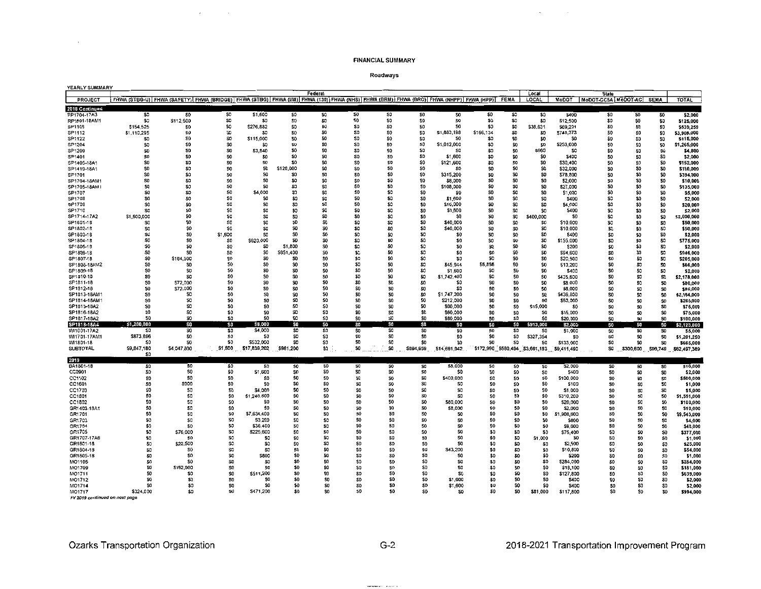**FINANCIAL SUMMARY**

**Roadways**

YEARLY SUMMARY

| PROJECT | Federal | | | | | | | | | | | | Local | State | | | | |
|---|---|---|---|---|---|---|---|---|---|---|---|---|---|---|---|---|---|---|
| | FHWA (STBG-U) | FHWA (SAFETY) | FHWA (BRIDGE) | FHWA (STBG) | FHWA (I/M) | FHWA (130) | FHWA (NHS) | FHWA (BRM) | FHWA (BRO) | FHWA (NHPP) | FHWA (HPP) | FEMA | LOCAL | MoDOT | MoDOT-GCSA | MoDOT-AC | SEMA | TOTAL |
| **2018 Continued** | | | | | | | | | | | | | | | | | | |
| RP1704-17A3 | $0 | $0 | $0 | $1,600 | $0 | $0 | $0 | $0 | $0 | $0 | $0 | $0 | $0 | $400 | $0 | $0 | $0 | $2,000 |
| RP1801-18AM1 | $0 | $112,500 | $0 | $0 | $0 | $0 | $0 | $0 | $0 | $0 | $0 | $0 | $0 | $12,500 | $0 | $0 | $0 | $125,000 |
| SP1109 | $154,525 | $0 | $0 | $276,882 | $0 | $0 | $0 | $0 | $0 | $0 | $0 | $0 | $38,631 | $69,221 | $0 | $0 | $0 | $539,259 |
| SP1112 | $1,110,295 | $0 | $0 | $0 | $0 | $0 | $0 | $0 | $0 | $1,883,198 | $166,134 | $0 | $0 | $748,373 | $0 | $0 | $0 | $3,908,000 |
| SP1122 | $0 | $0 | $0 | $115,000 | $0 | $0 | $0 | $0 | $0 | $0 | $0 | $0 | $0 | $0 | $0 | $0 | $0 | $115,000 |
| SP1204 | $0 | $0 | $0 | $0 | $0 | $0 | $0 | $0 | $0 | $1,012,000 | $0 | $0 | $0 | $253,000 | $0 | $0 | $0 | $1,265,000 |
| SP1209 | $0 | $0 | $0 | $3,840 | $0 | $0 | $0 | $0 | $0 | $0 | $0 | $0 | $960 | $0 | $0 | $0 | $0 | $4,800 |
| SP1401 | $0 | $0 | $0 | $0 | $0 | $0 | $0 | $0 | $0 | $1,600 | $0 | $0 | $0 | $400 | $0 | $0 | $0 | $2,000 |
| SP1405-18A1 | $0 | $0 | $0 | $0 | $0 | $0 | $0 | $0 | $0 | $121,600 | $0 | $0 | $0 | $30,400 | $0 | $0 | $0 | $152,000 |
| SP1419-18A1 | $0 | $0 | $0 | $0 | $128,000 | $0 | $0 | $0 | $0 | $0 | $0 | $0 | $0 | $32,000 | $0 | $0 | $0 | $160,000 |
| SP1701 | $0 | $0 | $0 | $0 | $0 | $0 | $0 | $0 | $0 | $315,200 | $0 | $0 | $0 | $78,800 | $0 | $0 | $0 | $394,000 |
| SP1704-18AM1 | $0 | $0 | $0 | $0 | $0 | $0 | $0 | $0 | $0 | $8,000 | $0 | $0 | $0 | $2,000 | $0 | $0 | $0 | $10,000 |
| SP1705-18AM1 | $0 | $0 | $0 | $0 | $0 | $0 | $0 | $0 | $0 | $108,000 | $0 | $0 | $0 | $27,000 | $0 | $0 | $0 | $135,000 |
| SP1707 | $0 | $0 | $0 | $4,000 | $0 | $0 | $0 | $0 | $0 | $0 | $0 | $0 | $0 | $1,000 | $0 | $0 | $0 | $5,000 |
| SP1708 | $0 | $0 | $0 | $0 | $0 | $0 | $0 | $0 | $0 | $1,600 | $0 | $0 | $0 | $400 | $0 | $0 | $0 | $2,000 |
| SP1709 | $0 | $0 | $0 | $0 | $0 | $0 | $0 | $0 | $0 | $16,000 | $0 | $0 | $0 | $4,000 | $0 | $0 | $0 | $20,000 |
| SP1710 | $0 | $0 | $0 | $0 | $0 | $0 | $0 | $0 | $0 | $1,600 | $0 | $0 | $0 | $400 | $0 | $0 | $0 | $2,000 |
| SP1714-17A2 | $1,600,000 | $0 | $0 | $0 | $0 | $0 | $0 | $0 | $0 | $0 | $0 | $0 | $400,000 | $0 | $0 | $0 | $0 | $2,000,000 |
| SP1801-18 | $0 | $0 | $0 | $0 | $0 | $0 | $0 | $0 | $0 | $40,000 | $0 | $0 | $0 | $10,000 | $0 | $0 | $0 | $50,000 |
| SP1802-18 | $0 | $0 | $0 | $0 | $0 | $0 | $0 | $0 | $0 | $40,000 | $0 | $0 | $0 | $10,000 | $0 | $0 | $0 | $50,000 |
| SP1803-18 | $0 | $0 | $1,600 | $0 | $0 | $0 | $0 | $0 | $0 | $0 | $0 | $0 | $0 | $400 | $0 | $0 | $0 | $2,000 |
| SP1804-18 | $0 | $0 | $0 | $620,000 | $0 | $0 | $0 | $0 | $0 | $0 | $0 | $0 | $0 | $155,000 | $0 | $0 | $0 | $775,000 |
| SP1805-18 | $0 | $0 | $0 | $0 | $1,800 | $0 | $0 | $0 | $0 | $0 | $0 | $0 | $0 | $200 | $0 | $0 | $0 | $2,000 |
| SP1806-18 | $0 | $0 | $0 | $0 | $851,400 | $0 | $0 | $0 | $0 | $0 | $0 | $0 | $0 | $94,600 | $0 | $0 | $0 | $946,000 |
| SP1807-18 | $0 | $184,500 | $0 | $0 | $0 | $0 | $0 | $0 | $0 | $0 | $0 | $0 | $0 | $20,500 | $0 | $0 | $0 | $205,000 |
| SP1808-18AM2 | $0 | $0 | $0 | $0 | $0 | $0 | $0 | $0 | $0 | $45,944 | $6,856 | $0 | $0 | $13,200 | $0 | $0 | $0 | $66,000 |
| SP1809-18 | $0 | $0 | $0 | $0 | $0 | $0 | $0 | $0 | $0 | $1,600 | $0 | $0 | $0 | $400 | $0 | $0 | $0 | $2,000 |
| SP1810-18 | $0 | $0 | $0 | $0 | $0 | $0 | $0 | $0 | $0 | $1,742,400 | $0 | $0 | $0 | $435,600 | $0 | $0 | $0 | $2,178,000 |
| SP1811-18 | $0 | $72,000 | $0 | $0 | $0 | $0 | $0 | $0 | $0 | $0 | $0 | $0 | $0 | $8,000 | $0 | $0 | $0 | $80,000 |
| SP1812-18 | $0 | $72,000 | $0 | $0 | $0 | $0 | $0 | $0 | $0 | $0 | $0 | $0 | $0 | $8,000 | $0 | $0 | $0 | $80,000 |
| SP1813-18AM1 | $0 | $0 | $0 | $0 | $0 | $0 | $0 | $0 | $0 | $1,747,200 | $0 | $0 | $0 | $436,800 | $0 | $0 | $0 | $2,184,000 |
| SP1814-18AM1 | $0 | $0 | $0 | $0 | $0 | $0 | $0 | $0 | $0 | $212,000 | $0 | $0 | $0 | $53,000 | $0 | $0 | $0 | $265,000 |
| SP1815-18A2 | $0 | $0 | $0 | $0 | $0 | $0 | $0 | $0 | $0 | $60,000 | $0 | $0 | $15,000 | $0 | $0 | $0 | $0 | $75,000 |
| SP1816-18A2 | $0 | $0 | $0 | $0 | $0 | $0 | $0 | $0 | $0 | $60,000 | $0 | $0 | $0 | $15,000 | $0 | $0 | $0 | $75,000 |
| SP1817-18A2 | $0 | $0 | $0 | $0 | $0 | $0 | $0 | $0 | $0 | $80,000 | $0 | $0 | $0 | $20,000 | $0 | $0 | $0 | $100,000 |
| SP1818-18A4 | $1,200,000 | $0 | $0 | $8,000 | $0 | $0 | $0 | $0 | $0 | $0 | $0 | $0 | $913,000 | $2,000 | $0 | $0 | $0 | $2,123,000 |
| WI1001-17A2 | $0 | $0 | $0 | $4,000 | $0 | $0 | $0 | $0 | $0 | $0 | $0 | $0 | $0 | $1,000 | $0 | $0 | $0 | $5,000 |
| WI1701-17AM1 | $873,896 | $0 | $0 | $0 | $0 | $0 | $0 | $0 | $0 | $0 | $0 | $0 | $327,354 | $0 | $0 | $0 | $0 | $1,201,250 |
| WI1801-18 | $0 | $0 | $0 | $532,000 | $0 | $0 | $0 | $0 | $0 | $0 | $0 | $0 | $0 | $133,000 | $0 | $0 | $0 | $665,000 |
| SUBTOTAL | $9,847,180 | $4,047,800 | $1,600 | $17,839,202 | $981,200 | $0 | $0 | $0 | $894,959 | $14,881,942 | $172,990 | $580,494 | $3,661,193 | $9,411,490 | $0 | $300,600 | $96,749 | $62,497,389 |
| | $0 | | | | | | | | | | | | | | | | | |
| **2019** | | | | | | | | | | | | | | | | | | |
| BA1801-18 | $0 | $0 | $0 | $0 | $0 | $0 | $0 | $0 | $0 | $8,000 | $0 | $0 | $0 | $2,000 | $0 | $0 | $0 | $10,000 |
| CC0901 | $0 | $0 | $0 | $1,600 | $0 | $0 | $0 | $0 | $0 | $0 | $0 | $0 | $0 | $400 | $0 | $0 | $0 | $2,000 |
| CC1102 | $0 | $0 | $0 | $0 | $0 | $0 | $0 | $0 | $0 | $400,000 | $0 | $0 | $0 | $100,000 | $0 | $0 | $0 | $500,000 |
| CC1601 | $0 | $900 | $0 | $0 | $0 | $0 | $0 | $0 | $0 | $0 | $0 | $0 | $0 | $100 | $0 | $0 | $0 | $1,000 |
| CC1703 | $0 | $0 | $0 | $4,000 | $0 | $0 | $0 | $0 | $0 | $0 | $0 | $0 | $0 | $1,000 | $0 | $0 | $0 | $5,000 |
| CC1801 | $0 | $0 | $0 | $1,240,800 | $0 | $0 | $0 | $0 | $0 | $0 | $0 | $0 | $0 | $310,200 | $0 | $0 | $0 | $1,551,000 |
| CC1802 | $0 | $0 | $0 | $0 | $0 | $0 | $0 | $0 | $0 | $80,000 | $0 | $0 | $0 | $20,000 | $0 | $0 | $0 | $100,000 |
| GR1403-18A1 | $0 | $0 | $0 | $0 | $0 | $0 | $0 | $0 | $0 | $8,000 | $0 | $0 | $0 | $2,000 | $0 | $0 | $0 | $10,000 |
| GR1701 | $0 | $0 | $0 | $7,634,400 | $0 | $0 | $0 | $0 | $0 | $0 | $0 | $0 | $0 | $1,908,600 | $0 | $0 | $0 | $9,543,000 |
| GR1703 | $0 | $0 | $0 | $3,200 | $0 | $0 | $0 | $0 | $0 | $0 | $0 | $0 | $0 | $800 | $0 | $0 | $0 | $4,000 |
| GR1704 | $0 | $0 | $0 | $38,400 | $0 | $0 | $0 | $0 | $0 | $0 | $0 | $0 | $0 | $9,600 | $0 | $0 | $0 | $48,000 |
| GR1705 | $0 | $76,000 | $0 | $225,600 | $0 | $0 | $0 | $0 | $0 | $0 | $0 | $0 | $0 | $75,400 | $0 | $0 | $0 | $377,000 |
| GR1707-17A6 | $0 | $0 | $0 | $0 | $0 | $0 | $0 | $0 | $0 | $0 | $0 | $0 | $1,000 | $0 | $0 | $0 | $0 | $1,000 |
| GR1801-18 | $0 | $22,500 | $0 | $0 | $0 | $0 | $0 | $0 | $0 | $0 | $0 | $0 | $0 | $2,500 | $0 | $0 | $0 | $25,000 |
| GR1804-18 | $0 | $0 | $0 | $0 | $0 | $0 | $0 | $0 | $0 | $43,200 | $0 | $0 | $0 | $10,800 | $0 | $0 | $0 | $54,000 |
| GR1805-18 | $0 | $0 | $0 | $800 | $0 | $0 | $0 | $0 | $0 | $0 | $0 | $0 | $0 | $200 | $0 | $0 | $0 | $1,000 |
| MO1105 | $0 | $0 | $0 | $0 | $0 | $0 | $0 | $0 | $0 | $0 | $0 | $0 | $0 | $284,000 | $0 | $0 | $0 | $284,000 |
| MO1709 | $0 | $162,900 | $0 | $0 | $0 | $0 | $0 | $0 | $0 | $0 | $0 | $0 | $0 | $18,100 | $0 | $0 | $0 | $181,000 |
| MO1711 | $0 | $0 | $0 | $511,200 | $0 | $0 | $0 | $0 | $0 | $0 | $0 | $0 | $0 | $127,800 | $0 | $0 | $0 | $639,000 |
| MO1712 | $0 | $0 | $0 | $0 | $0 | $0 | $0 | $0 | $0 | $1,600 | $0 | $0 | $0 | $400 | $0 | $0 | $0 | $2,000 |
| MO1714 | $0 | $0 | $0 | $0 | $0 | $0 | $0 | $0 | $0 | $1,600 | $0 | $0 | $0 | $400 | $0 | $0 | $0 | $2,000 |
| MO1717 | $324,000 | $0 | $0 | $471,200 | $0 | $0 | $0 | $0 | $0 | $0 | $0 | $0 | $81,000 | $117,800 | $0 | $0 | $0 | $994,000 |

*FY 2019 continued on next page*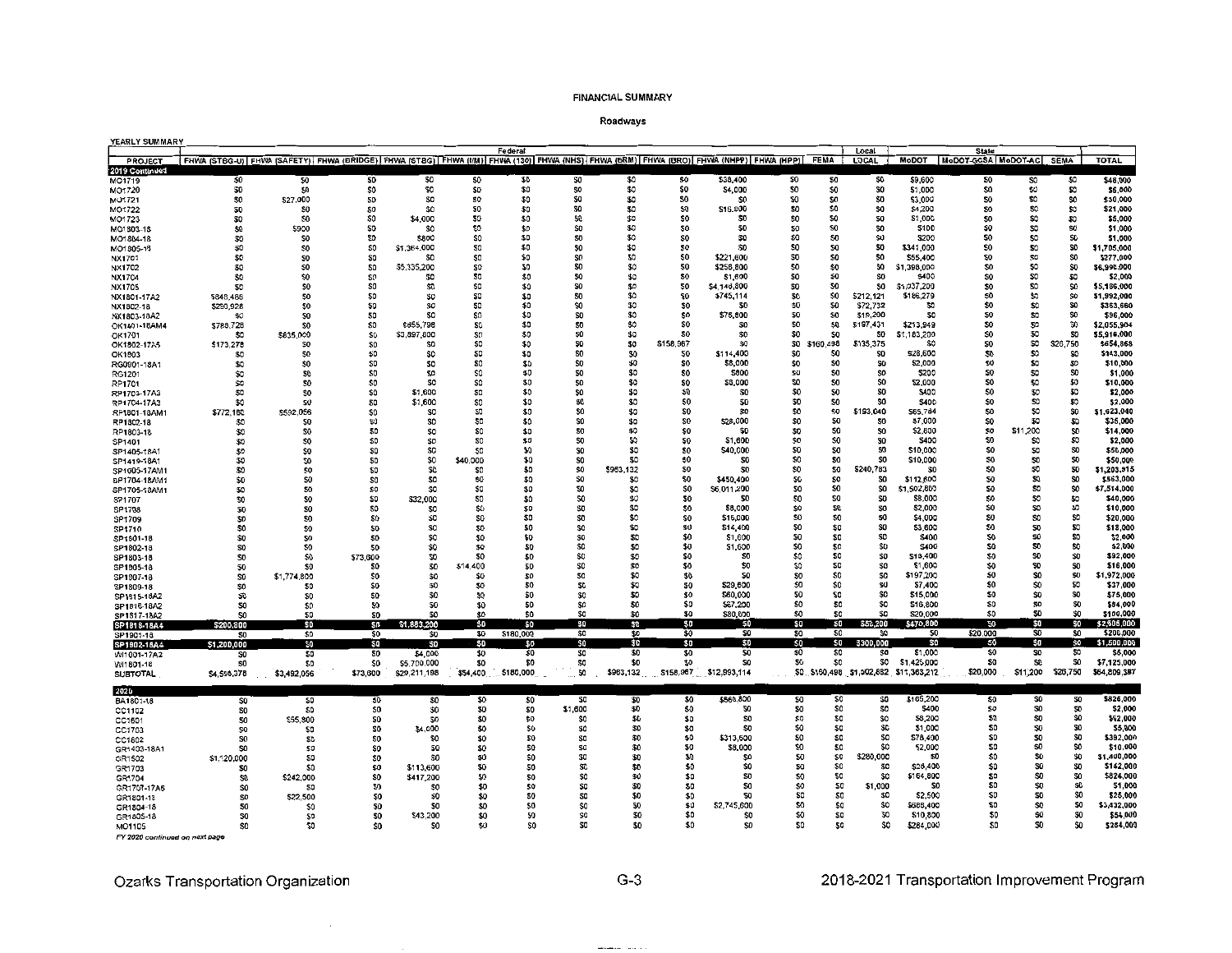FINANCIAL SUMMARY

Roadways

YEARLY SUMMARY

| PROJECT | Federal | | | | | | | | | | | | Local | State | | | | TOTAL |
|---|---|---|---|---|---|---|---|---|---|---|---|---|---|---|---|---|---|---|
| | FHWA (STBG-U) | FHWA (SAFETY) | FHWA (BRIDGE) | FHWA (STBG) | FHWA (I/M) | FHWA (130) | FHWA (NHS) | FHWA (BRM) | FHWA (BRO) | FHWA (NHPP) | FHWA (HPP) | FEMA | LOCAL | MoDOT | MoDOT-GCSA | MoDOT-AC | SEMA | |
| **2019 Continued** | | | | | | | | | | | | | | | | | | |
| MO1719 | $0 | $0 | $0 | $0 | $0 | $0 | $0 | $0 | $0 | $38,400 | $0 | $0 | $0 | $9,600 | $0 | $0 | $0 | $48,000 |
| MO1720 | $0 | $0 | $0 | $0 | $0 | $0 | $0 | $0 | $0 | $4,000 | $0 | $0 | $0 | $1,000 | $0 | $0 | $0 | $5,000 |
| MO1721 | $0 | $27,000 | $0 | $0 | $0 | $0 | $0 | $0 | $0 | $0 | $0 | $0 | $0 | $3,000 | $0 | $0 | $0 | $30,000 |
| MO1722 | $0 | $0 | $0 | $0 | $0 | $0 | $0 | $0 | $0 | $16,800 | $0 | $0 | $0 | $4,200 | $0 | $0 | $0 | $21,000 |
| MO1723 | $0 | $0 | $0 | $4,000 | $0 | $0 | $0 | $0 | $0 | $0 | $0 | $0 | $0 | $1,000 | $0 | $0 | $0 | $5,000 |
| MO1803-18 | $0 | $900 | $0 | $0 | $0 | $0 | $0 | $0 | $0 | $0 | $0 | $0 | $0 | $100 | $0 | $0 | $0 | $1,000 |
| MO1804-18 | $0 | $0 | $0 | $800 | $0 | $0 | $0 | $0 | $0 | $0 | $0 | $0 | $0 | $200 | $0 | $0 | $0 | $1,000 |
| MO1805-18 | $0 | $0 | $0 | $1,364,000 | $0 | $0 | $0 | $0 | $0 | $0 | $0 | $0 | $0 | $341,000 | $0 | $0 | $0 | $1,705,000 |
| NX1701 | $0 | $0 | $0 | $0 | $0 | $0 | $0 | $0 | $0 | $221,600 | $0 | $0 | $0 | $55,400 | $0 | $0 | $0 | $277,000 |
| NX1702 | $0 | $0 | $0 | $5,335,200 | $0 | $0 | $0 | $0 | $0 | $258,800 | $0 | $0 | $0 | $1,398,000 | $0 | $0 | $0 | $6,990,000 |
| NX1704 | $0 | $0 | $0 | $0 | $0 | $0 | $0 | $0 | $0 | $1,600 | $0 | $0 | $0 | $400 | $0 | $0 | $0 | $2,000 |
| NX1705 | $0 | $0 | $0 | $0 | $0 | $0 | $0 | $0 | $0 | $4,148,800 | $0 | $0 | $0 | $1,037,200 | $0 | $0 | $0 | $5,186,000 |
| NX1801-17A2 | $648,486 | $0 | $0 | $0 | $0 | $0 | $0 | $0 | $0 | $745,114 | $0 | $0 | $212,121 | $186,279 | $0 | $0 | $0 | $1,792,000 |
| NX1802-18 | $290,928 | $0 | $0 | $0 | $0 | $0 | $0 | $0 | $0 | $0 | $0 | $0 | $72,732 | $0 | $0 | $0 | $0 | $363,660 |
| NX1803-18A2 | $0 | $0 | $0 | $0 | $0 | $0 | $0 | $0 | $0 | $76,800 | $0 | $0 | $19,200 | $0 | $0 | $0 | $0 | $96,000 |
| OK1401-18AM4 | $788,728 | $0 | $0 | $855,796 | $0 | $0 | $0 | $0 | $0 | $0 | $0 | $0 | $197,431 | $213,949 | $0 | $0 | $0 | $2,055,904 |
| OK1701 | $0 | $835,000 | $0 | $3,897,600 | $0 | $0 | $0 | $0 | $0 | $0 | $0 | $0 | $0 | $1,183,200 | $0 | $0 | $0 | $5,916,000 |
| OK1802-17A5 | $173,278 | $0 | $0 | $0 | $0 | $0 | $0 | $0 | $158,967 | $0 | $0 | $160,498 | $135,375 | $0 | $0 | $0 | $26,750 | $654,868 |
| OK1803 | $0 | $0 | $0 | $0 | $0 | $0 | $0 | $0 | $0 | $114,400 | $0 | $0 | $0 | $28,600 | $0 | $0 | $0 | $143,000 |
| RG0901-18A1 | $0 | $0 | $0 | $0 | $0 | $0 | $0 | $0 | $0 | $8,000 | $0 | $0 | $0 | $2,000 | $0 | $0 | $0 | $10,000 |
| RG1201 | $0 | $0 | $0 | $0 | $0 | $0 | $0 | $0 | $0 | $800 | $0 | $0 | $0 | $200 | $0 | $0 | $0 | $1,000 |
| RP1701 | $0 | $0 | $0 | $0 | $0 | $0 | $0 | $0 | $0 | $8,000 | $0 | $0 | $0 | $2,000 | $0 | $0 | $0 | $10,000 |
| RP1703-17A3 | $0 | $0 | $0 | $1,600 | $0 | $0 | $0 | $0 | $0 | $0 | $0 | $0 | $0 | $400 | $0 | $0 | $0 | $2,000 |
| RP1704-17A3 | $0 | $0 | $0 | $1,600 | $0 | $0 | $0 | $0 | $0 | $0 | $0 | $0 | $0 | $400 | $0 | $0 | $0 | $2,000 |
| RP1801-18AM1 | $772,160 | $592,056 | $0 | $0 | $0 | $0 | $0 | $0 | $0 | $0 | $0 | $0 | $193,040 | $65,784 | $0 | $0 | $0 | $1,623,040 |
| RP1802-18 | $0 | $0 | $0 | $0 | $0 | $0 | $0 | $0 | $0 | $28,000 | $0 | $0 | $0 | $7,000 | $0 | $0 | $0 | $35,000 |
| RP1803-18 | $0 | $0 | $0 | $0 | $0 | $0 | $0 | $0 | $0 | $0 | $0 | $0 | $0 | $2,800 | $0 | $11,200 | $0 | $14,000 |
| SP1401 | $0 | $0 | $0 | $0 | $0 | $0 | $0 | $0 | $0 | $1,600 | $0 | $0 | $0 | $400 | $0 | $0 | $0 | $2,000 |
| SP1405-18A1 | $0 | $0 | $0 | $0 | $0 | $0 | $0 | $0 | $0 | $40,000 | $0 | $0 | $0 | $10,000 | $0 | $0 | $0 | $50,000 |
| SP1419-18A1 | $0 | $0 | $0 | $0 | $40,000 | $0 | $0 | $0 | $0 | $0 | $0 | $0 | $0 | $10,000 | $0 | $0 | $0 | $50,000 |
| SP1605-17AM1 | $0 | $0 | $0 | $0 | $0 | $0 | $0 | $963,132 | $0 | $0 | $0 | $0 | $240,783 | $0 | $0 | $0 | $0 | $1,203,915 |
| SP1704-18AM1 | $0 | $0 | $0 | $0 | $0 | $0 | $0 | $0 | $0 | $450,400 | $0 | $0 | $0 | $112,600 | $0 | $0 | $0 | $563,000 |
| SP1705-18AM1 | $0 | $0 | $0 | $0 | $0 | $0 | $0 | $0 | $0 | $6,011,200 | $0 | $0 | $0 | $1,502,800 | $0 | $0 | $0 | $7,514,000 |
| SP1707 | $0 | $0 | $0 | $32,000 | $0 | $0 | $0 | $0 | $0 | $0 | $0 | $0 | $0 | $8,000 | $0 | $0 | $0 | $40,000 |
| SP1708 | $0 | $0 | $0 | $0 | $0 | $0 | $0 | $0 | $0 | $8,000 | $0 | $0 | $0 | $2,000 | $0 | $0 | $0 | $10,000 |
| SP1709 | $0 | $0 | $0 | $0 | $0 | $0 | $0 | $0 | $0 | $16,000 | $0 | $0 | $0 | $4,000 | $0 | $0 | $0 | $20,000 |
| SP1710 | $0 | $0 | $0 | $0 | $0 | $0 | $0 | $0 | $0 | $14,400 | $0 | $0 | $0 | $3,600 | $0 | $0 | $0 | $18,000 |
| SP1501-18 | $0 | $0 | $0 | $0 | $0 | $0 | $0 | $0 | $0 | $1,600 | $0 | $0 | $0 | $400 | $0 | $0 | $0 | $2,000 |
| SP1802-18 | $0 | $0 | $0 | $0 | $0 | $0 | $0 | $0 | $0 | $1,600 | $0 | $0 | $0 | $400 | $0 | $0 | $0 | $2,000 |
| SP1803-18 | $0 | $0 | $73,600 | $0 | $0 | $0 | $0 | $0 | $0 | $0 | $0 | $0 | $0 | $18,400 | $0 | $0 | $0 | $92,000 |
| SP1805-18 | $0 | $0 | $0 | $0 | $14,400 | $0 | $0 | $0 | $0 | $0 | $0 | $0 | $0 | $1,600 | $0 | $0 | $0 | $16,000 |
| SP1807-18 | $0 | $1,774,800 | $0 | $0 | $0 | $0 | $0 | $0 | $0 | $0 | $0 | $0 | $0 | $197,200 | $0 | $0 | $0 | $1,972,000 |
| SP1809-18 | $0 | $0 | $0 | $0 | $0 | $0 | $0 | $0 | $0 | $29,600 | $0 | $0 | $0 | $7,400 | $0 | $0 | $0 | $37,000 |
| SP1815-18A2 | $0 | $0 | $0 | $0 | $0 | $0 | $0 | $0 | $0 | $60,000 | $0 | $0 | $0 | $15,000 | $0 | $0 | $0 | $75,000 |
| SP1816-18A2 | $0 | $0 | $0 | $0 | $0 | $0 | $0 | $0 | $0 | $67,200 | $0 | $0 | $0 | $16,800 | $0 | $0 | $0 | $84,000 |
| SP1817-18A2 | $0 | $0 | $0 | $0 | $0 | $0 | $0 | $0 | $0 | $80,000 | $0 | $0 | $0 | $20,000 | $0 | $0 | $0 | $100,000 |
| SP1818-18A4 | $200,800 | $0 | $0 | $1,883,200 | $0 | $0 | $0 | $0 | $0 | $0 | $0 | $0 | $50,200 | $470,800 | $0 | $0 | $0 | $2,605,000 |
| SP1901-18 | $0 | $0 | $0 | $0 | $0 | $180,000 | $0 | $0 | $0 | $0 | $0 | $0 | $0 | $0 | $20,000 | $0 | $0 | $200,000 |
| SP1902-18A4 | $1,200,000 | $0 | $0 | $0 | $0 | $0 | $0 | $0 | $0 | $0 | $0 | $0 | $300,000 | $0 | $0 | $0 | $0 | $1,500,000 |
| WI1001-17A2 | $0 | $0 | $0 | $4,000 | $0 | $0 | $0 | $0 | $0 | $0 | $0 | $0 | $0 | $1,000 | $0 | $0 | $0 | $5,000 |
| WI1801-18 | $0 | $0 | $0 | $5,700,000 | $0 | $0 | $0 | $0 | $0 | $0 | $0 | $0 | $0 | $1,425,000 | $0 | $0 | $0 | $7,125,000 |
| **SUBTOTAL** | $4,566,378 | $3,492,056 | $73,600 | $29,211,198 | $54,400 | $180,000 | $0 | $963,132 | $158,967 | $12,993,114 | $0 | $160,498 | $1,902,882 | $11,363,212 | $20,000 | $11,200 | $26,750 | $64,809,387 |
| **2020** | | | | | | | | | | | | | | | | | | |
| BA1801-18 | $0 | $0 | $0 | $0 | $0 | $0 | $0 | $0 | $0 | $660,800 | $0 | $0 | $0 | $165,200 | $0 | $0 | $0 | $826,000 |
| CC1102 | $0 | $0 | $0 | $0 | $0 | $0 | $1,600 | $0 | $0 | $0 | $0 | $0 | $0 | $400 | $0 | $0 | $0 | $2,000 |
| CC1601 | $0 | $55,800 | $0 | $0 | $0 | $0 | $0 | $0 | $0 | $0 | $0 | $0 | $0 | $6,200 | $0 | $0 | $0 | $62,000 |
| CC1703 | $0 | $0 | $0 | $4,000 | $0 | $0 | $0 | $0 | $0 | $0 | $0 | $0 | $0 | $1,000 | $0 | $0 | $0 | $5,000 |
| CC1802 | $0 | $0 | $0 | $0 | $0 | $0 | $0 | $0 | $0 | $313,600 | $0 | $0 | $0 | $78,400 | $0 | $0 | $0 | $392,000 |
| GR1403-18A1 | $0 | $0 | $0 | $0 | $0 | $0 | $0 | $0 | $0 | $8,000 | $0 | $0 | $0 | $2,000 | $0 | $0 | $0 | $10,000 |
| GR1502 | $1,120,000 | $0 | $0 | $0 | $0 | $0 | $0 | $0 | $0 | $0 | $0 | $0 | $280,000 | $0 | $0 | $0 | $0 | $1,400,000 |
| GR1703 | $0 | $0 | $0 | $113,600 | $0 | $0 | $0 | $0 | $0 | $0 | $0 | $0 | $0 | $28,400 | $0 | $0 | $0 | $142,000 |
| GR1704 | $0 | $242,000 | $0 | $417,200 | $0 | $0 | $0 | $0 | $0 | $0 | $0 | $0 | $0 | $164,800 | $0 | $0 | $0 | $824,000 |
| GR1707-17A6 | $0 | $0 | $0 | $0 | $0 | $0 | $0 | $0 | $0 | $0 | $0 | $0 | $1,000 | $0 | $0 | $0 | $0 | $1,000 |
| GR1801-18 | $0 | $22,500 | $0 | $0 | $0 | $0 | $0 | $0 | $0 | $0 | $0 | $0 | $0 | $2,500 | $0 | $0 | $0 | $25,000 |
| GR1804-18 | $0 | $0 | $0 | $0 | $0 | $0 | $0 | $0 | $0 | $2,745,600 | $0 | $0 | $0 | $686,400 | $0 | $0 | $0 | $3,432,000 |
| GR1805-18 | $0 | $0 | $0 | $43,200 | $0 | $0 | $0 | $0 | $0 | $0 | $0 | $0 | $0 | $10,800 | $0 | $0 | $0 | $54,000 |
| MO1105 | $0 | $0 | $0 | $0 | $0 | $0 | $0 | $0 | $0 | $0 | $0 | $0 | $0 | $284,000 | $0 | $0 | $0 | $284,000 |

*FY 2020 continued on next page*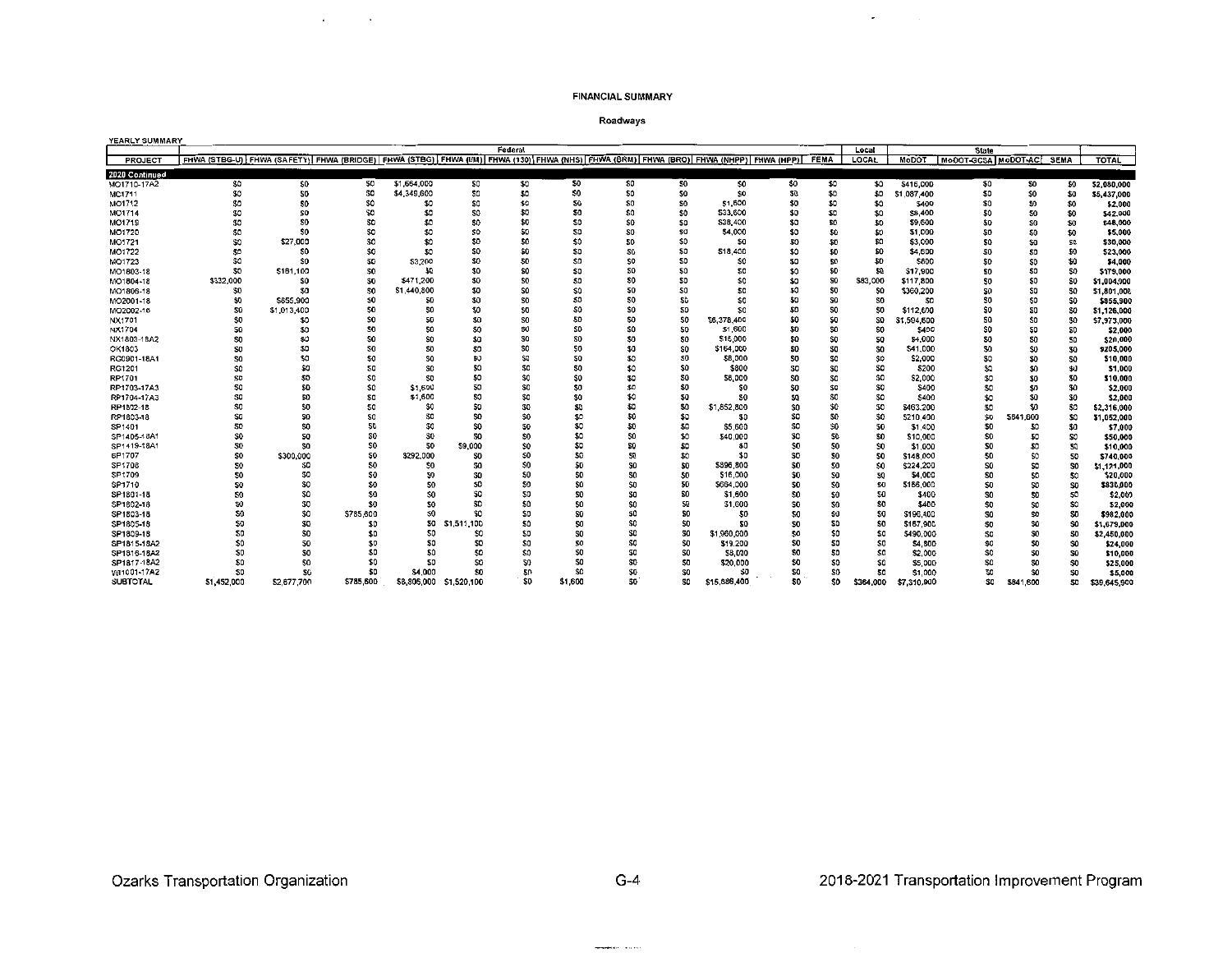**FINANCIAL SUMMARY**

**Roadways**

YEARLY SUMMARY

| PROJECT | Federal | | | | | | | | | | | | Local | State | | | | |
|---|---|---|---|---|---|---|---|---|---|---|---|---|---|---|---|---|---|---|
| | FHWA (STBG-U) | FHWA (SAFETY) | FHWA (BRIDGE) | FHWA (STBG) | FHWA (I/M) | FHWA (130) | FHWA (NHS) | FHWA (BRM) | FHWA (BRO) | FHWA (NHPP) | FHWA (HPP) | FEMA | LOCAL | MoDOT | MoDOT-GCSA | MoDOT-AC | SEMA | TOTAL |
| **2020 Continued** | | | | | | | | | | | | | | | | | | |
| MO1710-17A2 | $0 | $0 | $0 | $1,664,000 | $0 | $0 | $0 | $0 | $0 | $0 | $0 | $0 | $0 | $416,000 | $0 | $0 | $0 | $2,080,000 |
| MO1711 | $0 | $0 | $0 | $4,349,600 | $0 | $0 | $0 | $0 | $0 | $0 | $0 | $0 | $0 | $1,087,400 | $0 | $0 | $0 | $5,437,000 |
| MO1712 | $0 | $0 | $0 | $0 | $0 | $0 | $0 | $0 | $0 | $1,600 | $0 | $0 | $0 | $400 | $0 | $0 | $0 | $2,000 |
| MO1714 | $0 | $0 | $0 | $0 | $0 | $0 | $0 | $0 | $0 | $33,600 | $0 | $0 | $0 | $8,400 | $0 | $0 | $0 | $42,000 |
| MO1719 | $0 | $0 | $0 | $0 | $0 | $0 | $0 | $0 | $0 | $38,400 | $0 | $0 | $0 | $9,600 | $0 | $0 | $0 | $48,000 |
| MO1720 | $0 | $0 | $0 | $0 | $0 | $0 | $0 | $0 | $0 | $4,000 | $0 | $0 | $0 | $1,000 | $0 | $0 | $0 | $5,000 |
| MO1721 | $0 | $27,000 | $0 | $0 | $0 | $0 | $0 | $0 | $0 | $0 | $0 | $0 | $0 | $3,000 | $0 | $0 | $0 | $30,000 |
| MO1722 | $0 | $0 | $0 | $0 | $0 | $0 | $0 | $0 | $0 | $18,400 | $0 | $0 | $0 | $4,600 | $0 | $0 | $0 | $23,000 |
| MO1723 | $0 | $0 | $0 | $3,200 | $0 | $0 | $0 | $0 | $0 | $0 | $0 | $0 | $0 | $800 | $0 | $0 | $0 | $4,000 |
| MO1803-18 | $0 | $161,100 | $0 | $0 | $0 | $0 | $0 | $0 | $0 | $0 | $0 | $0 | $0 | $17,900 | $0 | $0 | $0 | $179,000 |
| MO1804-18 | $332,000 | $0 | $0 | $471,200 | $0 | $0 | $0 | $0 | $0 | $0 | $0 | $0 | $83,000 | $117,800 | $0 | $0 | $0 | $1,004,000 |
| MO1806-18 | $0 | $0 | $0 | $1,440,800 | $0 | $0 | $0 | $0 | $0 | $0 | $0 | $0 | $0 | $360,200 | $0 | $0 | $0 | $1,801,000 |
| MO2001-18 | $0 | $855,900 | $0 | $0 | $0 | $0 | $0 | $0 | $0 | $0 | $0 | $0 | $0 | $0 | $0 | $0 | $0 | $855,900 |
| MO2002-18 | $0 | $1,013,400 | $0 | $0 | $0 | $0 | $0 | $0 | $0 | $0 | $0 | $0 | $0 | $112,600 | $0 | $0 | $0 | $1,126,000 |
| NX1701 | $0 | $0 | $0 | $0 | $0 | $0 | $0 | $0 | $0 | $6,378,400 | $0 | $0 | $0 | $1,594,600 | $0 | $0 | $0 | $7,973,000 |
| NX1704 | $0 | $0 | $0 | $0 | $0 | $0 | $0 | $0 | $0 | $1,600 | $0 | $0 | $0 | $400 | $0 | $0 | $0 | $2,000 |
| NX1803-18A2 | $0 | $0 | $0 | $0 | $0 | $0 | $0 | $0 | $0 | $16,000 | $0 | $0 | $0 | $4,000 | $0 | $0 | $0 | $20,000 |
| OK1803 | $0 | $0 | $0 | $0 | $0 | $0 | $0 | $0 | $0 | $164,000 | $0 | $0 | $0 | $41,000 | $0 | $0 | $0 | $205,000 |
| RG0901-18A1 | $0 | $0 | $0 | $0 | $0 | $0 | $0 | $0 | $0 | $8,000 | $0 | $0 | $0 | $2,000 | $0 | $0 | $0 | $10,000 |
| RG1201 | $0 | $0 | $0 | $0 | $0 | $0 | $0 | $0 | $0 | $800 | $0 | $0 | $0 | $200 | $0 | $0 | $0 | $1,000 |
| RP1701 | $0 | $0 | $0 | $0 | $0 | $0 | $0 | $0 | $0 | $8,000 | $0 | $0 | $0 | $2,000 | $0 | $0 | $0 | $10,000 |
| RP1703-17A3 | $0 | $0 | $0 | $1,600 | $0 | $0 | $0 | $0 | $0 | $0 | $0 | $0 | $0 | $400 | $0 | $0 | $0 | $2,000 |
| RP1704-17A3 | $0 | $0 | $0 | $1,600 | $0 | $0 | $0 | $0 | $0 | $0 | $0 | $0 | $0 | $400 | $0 | $0 | $0 | $2,000 |
| RP1802-18 | $0 | $0 | $0 | $0 | $0 | $0 | $0 | $0 | $0 | $1,852,800 | $0 | $0 | $0 | $463,200 | $0 | $0 | $0 | $2,316,000 |
| RP1803-18 | $0 | $0 | $0 | $0 | $0 | $0 | $0 | $0 | $0 | $0 | $0 | $0 | $0 | $210,400 | $0 | $841,600 | $0 | $1,052,000 |
| SP1401 | $0 | $0 | $0 | $0 | $0 | $0 | $0 | $0 | $0 | $5,600 | $0 | $0 | $0 | $1,400 | $0 | $0 | $0 | $7,000 |
| SP1405-18A1 | $0 | $0 | $0 | $0 | $0 | $0 | $0 | $0 | $0 | $40,000 | $0 | $0 | $0 | $10,000 | $0 | $0 | $0 | $50,000 |
| SP1419-18A1 | $0 | $0 | $0 | $0 | $9,000 | $0 | $0 | $0 | $0 | $0 | $0 | $0 | $0 | $1,000 | $0 | $0 | $0 | $10,000 |
| SP1707 | $0 | $300,000 | $0 | $292,000 | $0 | $0 | $0 | $0 | $0 | $0 | $0 | $0 | $0 | $148,000 | $0 | $0 | $0 | $740,000 |
| SP1708 | $0 | $0 | $0 | $0 | $0 | $0 | $0 | $0 | $0 | $896,800 | $0 | $0 | $0 | $224,200 | $0 | $0 | $0 | $1,121,000 |
| SP1709 | $0 | $0 | $0 | $0 | $0 | $0 | $0 | $0 | $0 | $16,000 | $0 | $0 | $0 | $4,000 | $0 | $0 | $0 | $20,000 |
| SP1710 | $0 | $0 | $0 | $0 | $0 | $0 | $0 | $0 | $0 | $664,000 | $0 | $0 | $0 | $166,000 | $0 | $0 | $0 | $830,000 |
| SP1801-18 | $0 | $0 | $0 | $0 | $0 | $0 | $0 | $0 | $0 | $1,600 | $0 | $0 | $0 | $400 | $0 | $0 | $0 | $2,000 |
| SP1802-18 | $0 | $0 | $0 | $0 | $0 | $0 | $0 | $0 | $0 | $1,600 | $0 | $0 | $0 | $400 | $0 | $0 | $0 | $2,000 |
| SP1803-18 | $0 | $0 | $785,600 | $0 | $0 | $0 | $0 | $0 | $0 | $0 | $0 | $0 | $0 | $196,400 | $0 | $0 | $0 | $982,000 |
| SP1805-18 | $0 | $0 | $0 | $0 | $1,511,100 | $0 | $0 | $0 | $0 | $0 | $0 | $0 | $0 | $167,900 | $0 | $0 | $0 | $1,679,000 |
| SP1809-18 | $0 | $0 | $0 | $0 | $0 | $0 | $0 | $0 | $0 | $1,960,000 | $0 | $0 | $0 | $490,000 | $0 | $0 | $0 | $2,450,000 |
| SP1815-18A2 | $0 | $0 | $0 | $0 | $0 | $0 | $0 | $0 | $0 | $19,200 | $0 | $0 | $0 | $4,800 | $0 | $0 | $0 | $24,000 |
| SP1816-18A2 | $0 | $0 | $0 | $0 | $0 | $0 | $0 | $0 | $0 | $8,000 | $0 | $0 | $0 | $2,000 | $0 | $0 | $0 | $10,000 |
| SP1817-18A2 | $0 | $0 | $0 | $0 | $0 | $0 | $0 | $0 | $0 | $20,000 | $0 | $0 | $0 | $5,000 | $0 | $0 | $0 | $25,000 |
| WI1601-17A2 | $0 | $0 | $0 | $4,000 | $0 | $0 | $0 | $0 | $0 | $0 | $0 | $0 | $0 | $1,000 | $0 | $0 | $0 | $5,000 |
| SUBTOTAL | $1,452,000 | $2,677,700 | $785,600 | $8,806,000 | $1,520,100 | $0 | $1,600 | $0 | $0 | $15,686,400 | $0 | $0 | $364,000 | $7,310,900 | $0 | $841,600 | $0 | $39,645,900 |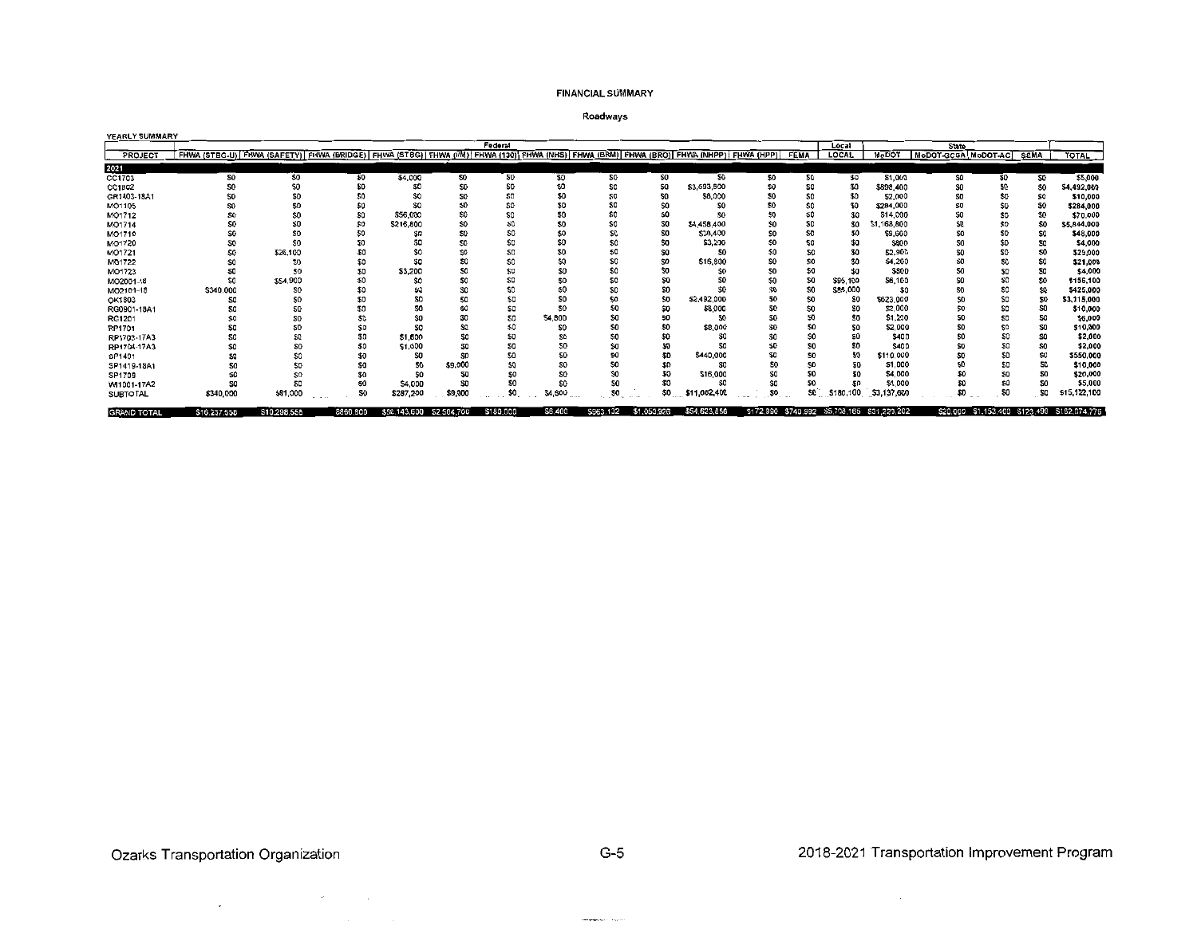## FINANCIAL SUMMARY

### Roadways

YEARLY SUMMARY

| PROJECT | Federal | | | | | | | | | | | | Local | State | | | | TOTAL |
|---|---|---|---|---|---|---|---|---|---|---|---|---|---|---|---|---|---|---|
| | FHWA (STBG-U) | FHWA (SAFETY) | FHWA (BRIDGE) | FHWA (STBG) | FHWA (I/M) | FHWA (130) | FHWA (NHS) | FHWA (BRM) | FHWA (BRO) | FHWA (NHPP) | FHWA (HPP) | FEMA | LOCAL | MoDOT | MoDOT-GCSA | MoDOT-AC | SEMA | |
| **2021** | | | | | | | | | | | | | | | | | | |
| CC1703 | $0 | $0 | $0 | $4,000 | $0 | $0 | $0 | $0 | $0 | $0 | $0 | $0 | $0 | $1,000 | $0 | $0 | $0 | $5,000 |
| CC1802 | $0 | $0 | $0 | $0 | $0 | $0 | $0 | $0 | $0 | $3,593,600 | $0 | $0 | $0 | $898,400 | $0 | $0 | $0 | $4,492,000 |
| GR1403-18A1 | $0 | $0 | $0 | $0 | $0 | $0 | $0 | $0 | $0 | $8,000 | $0 | $0 | $0 | $2,000 | $0 | $0 | $0 | $10,000 |
| MO1105 | $0 | $0 | $0 | $0 | $0 | $0 | $0 | $0 | $0 | $0 | $0 | $0 | $0 | $284,000 | $0 | $0 | $0 | $284,000 |
| MO1712 | $0 | $0 | $0 | $56,000 | $0 | $0 | $0 | $0 | $0 | $0 | $0 | $0 | $0 | $14,000 | $0 | $0 | $0 | $70,000 |
| MO1714 | $0 | $0 | $0 | $216,800 | $0 | $0 | $0 | $0 | $0 | $4,458,400 | $0 | $0 | $0 | $1,168,800 | $0 | $0 | $0 | $5,844,000 |
| MO1719 | $0 | $0 | $0 | $0 | $0 | $0 | $0 | $0 | $0 | $38,400 | $0 | $0 | $0 | $9,600 | $0 | $0 | $0 | $48,000 |
| MO1720 | $0 | $0 | $0 | $0 | $0 | $0 | $0 | $0 | $0 | $3,200 | $0 | $0 | $0 | $800 | $0 | $0 | $0 | $4,000 |
| MO1721 | $0 | $26,100 | $0 | $0 | $0 | $0 | $0 | $0 | $0 | $0 | $0 | $0 | $0 | $2,900 | $0 | $0 | $0 | $29,000 |
| MO1722 | $0 | $0 | $0 | $0 | $0 | $0 | $0 | $0 | $0 | $16,800 | $0 | $0 | $0 | $4,200 | $0 | $0 | $0 | $21,000 |
| MO1723 | $0 | $0 | $0 | $3,200 | $0 | $0 | $0 | $0 | $0 | $0 | $0 | $0 | $0 | $800 | $0 | $0 | $0 | $4,000 |
| MO2001-18 | $0 | $54,900 | $0 | $0 | $0 | $0 | $0 | $0 | $0 | $0 | $0 | $0 | $95,100 | $6,100 | $0 | $0 | $0 | $156,100 |
| MO2101-18 | $340,000 | $0 | $0 | $0 | $0 | $0 | $0 | $0 | $0 | $0 | $0 | $0 | $85,000 | $0 | $0 | $0 | $0 | $425,000 |
| OK1803 | $0 | $0 | $0 | $0 | $0 | $0 | $0 | $0 | $0 | $2,492,000 | $0 | $0 | $0 | $623,000 | $0 | $0 | $0 | $3,115,000 |
| RG0901-18A1 | $0 | $0 | $0 | $0 | $0 | $0 | $0 | $0 | $0 | $8,000 | $0 | $0 | $0 | $2,000 | $0 | $0 | $0 | $10,000 |
| RG1201 | $0 | $0 | $0 | $0 | $0 | $0 | $4,800 | $0 | $0 | $0 | $0 | $0 | $0 | $1,200 | $0 | $0 | $0 | $6,000 |
| RP1701 | $0 | $0 | $0 | $0 | $0 | $0 | $0 | $0 | $0 | $8,000 | $0 | $0 | $0 | $2,000 | $0 | $0 | $0 | $10,000 |
| RP1703-17A3 | $0 | $0 | $0 | $1,600 | $0 | $0 | $0 | $0 | $0 | $0 | $0 | $0 | $0 | $400 | $0 | $0 | $0 | $2,000 |
| RP1704-17A3 | $0 | $0 | $0 | $1,600 | $0 | $0 | $0 | $0 | $0 | $0 | $0 | $0 | $0 | $400 | $0 | $0 | $0 | $2,000 |
| SP1401 | $0 | $0 | $0 | $0 | $0 | $0 | $0 | $0 | $0 | $440,000 | $0 | $0 | $0 | $110,000 | $0 | $0 | $0 | $550,000 |
| SP1419-18A1 | $0 | $0 | $0 | $0 | $9,000 | $0 | $0 | $0 | $0 | $0 | $0 | $0 | $0 | $1,000 | $0 | $0 | $0 | $10,000 |
| SP1709 | $0 | $0 | $0 | $0 | $0 | $0 | $0 | $0 | $0 | $16,000 | $0 | $0 | $0 | $4,000 | $0 | $0 | $0 | $20,000 |
| WI1001-17A2 | $0 | $0 | $0 | $4,000 | $0 | $0 | $0 | $0 | $0 | $0 | $0 | $0 | $0 | $1,000 | $0 | $0 | $0 | $5,000 |
| SUBTOTAL | $340,000 | $81,000 | $0 | $287,200 | $9,000 | $0 | $4,800 | $0 | $0 | $11,082,400 | $0 | $0 | $180,100 | $3,137,600 | $0 | $0 | $0 | $15,122,100 |
| GRAND TOTAL | $16,237,556 | $10,298,555 | $860,800 | $56,143,600 | $2,564,700 | $180,000 | $6,400 | $563,132 | $1,050,926 | $54,623,856 | $172,980 | $740,992 | $5,708,165 | $31,225,202 | $20,000 | $1,153,400 | $123,499 | $182,074,775 |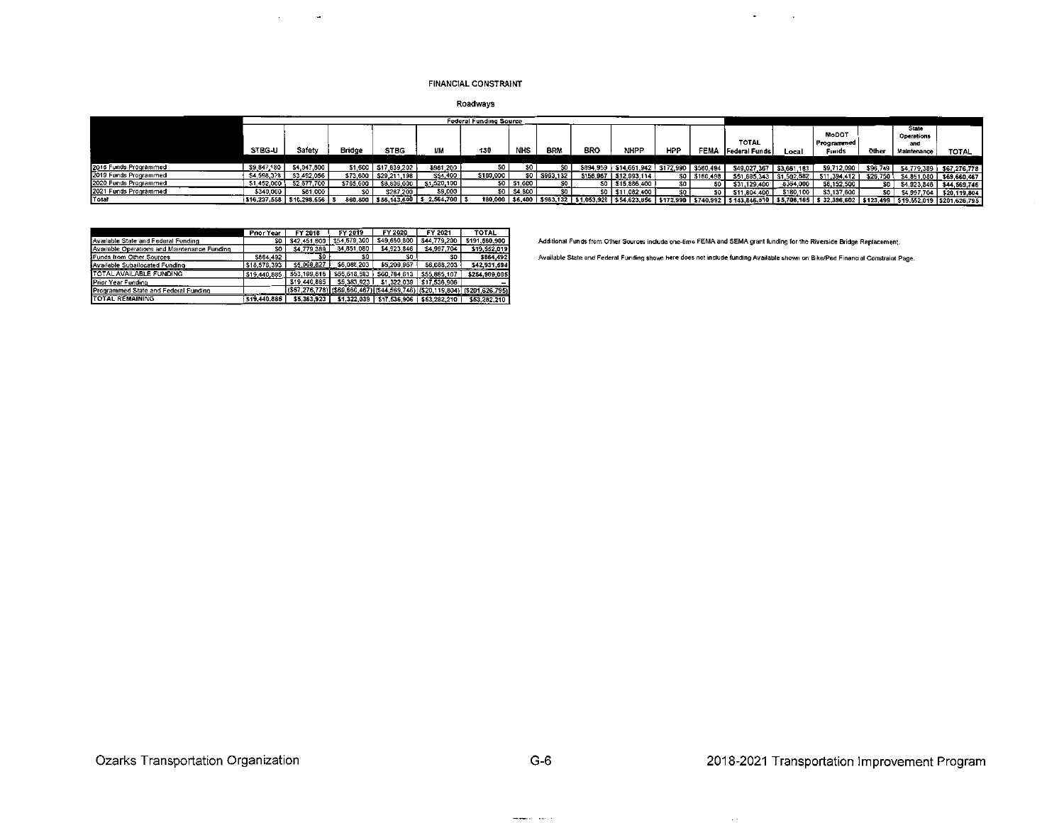FINANCIAL CONSTRAINT

Roadways

| | Federal Funding Source | | | | | | | | | | | | | | | | | |
|---|---|---|---|---|---|---|---|---|---|---|---|---|---|---|---|---|---|---|
| | STBG-U | Safety | Bridge | STBG | I/M | 130 | NHS | BRM | BRO | NHPP | HPP | FEMA | TOTAL Federal Funds | Local | MoDOT Programmed Funds | Other | State Operations and Maintenance | TOTAL |
| 2018 Funds Programmed | $9,847,180 | $4,047,600 | $1,600 | $17,639,202 | $961,200 | $0 | $0 | $0 | $894,959 | $14,661,942 | $172,990 | $580,494 | $49,027,367 | $3,661,183 | $9,712,000 | $96,749 | $4,779,389 | $67,276,778 |
| 2019 Funds Programmed | $4,598,378 | $3,452,056 | $73,600 | $29,211,198 | $54,400 | $180,000 | $0 | $963,132 | $158,967 | $12,993,114 | $0 | $160,498 | $51,885,343 | $1,502,882 | $11,394,412 | $26,750 | $4,851,080 | $69,660,467 |
| 2020 Funds Programmed | $1,452,000 | $2,577,700 | $785,600 | $8,805,000 | $1,520,100 | $0 | $1,600 | $0 | $0 | $15,886,400 | $0 | $0 | $31,129,400 | $364,000 | $8,152,500 | $0 | $4,923,846 | $44,569,746 |
| 2021 Funds Programmed | $340,000 | $81,000 | $0 | $287,200 | $9,000 | $0 | $4,800 | $0 | $0 | $11,082,400 | $0 | $0 | $11,804,400 | $180,100 | $3,137,600 | $0 | $4,997,704 | $20,119,804 |
| Total | $16,237,558 | $10,298,556 | $860,800 | $56,143,600 | $2,564,700 | $180,000 | $6,400 | $963,132 | $1,053,926 | $54,623,856 | $172,990 | $740,992 | $143,846,510 | $5,708,165 | $32,396,602 | $123,499 | $19,552,019 | $201,626,795 |

| | Prior Year | FY 2018 | FY 2019 | FY 2020 | FY 2021 | TOTAL |
|---|---|---|---|---|---|---|
| Available State and Federal Funding | $0 | $42,451,600 | $54,679,300 | $49,650,800 | $44,779,200 | $191,560,900 |
| Available Operations and Maintenance Funding | $0 | $4,779,389 | $4,851,080 | $4,923,846 | $4,997,704 | $19,552,019 |
| Funds from Other Sources | $864,492 | $0 | $0 | $0 | $0 | $864,492 |
| Available Suballocated Funding | $18,576,393 | $5,968,827 | $6,088,203 | $6,209,967 | $6,088,203 | $42,931,594 |
| TOTAL AVAILABLE FUNDING | $19,440,885 | $53,199,816 | $65,618,583 | $60,784,613 | $55,865,107 | $254,909,005 |
| Prior Year Funding | | $19,440,885 | $5,363,923 | $1,322,039 | $17,536,906 | – |
| Programmed State and Federal Funding | | ($67,276,778) | ($69,660,467) | ($44,569,746) | ($20,119,804) | ($201,626,795) |
| TOTAL REMAINING | $19,440,885 | $5,363,923 | $1,322,039 | $17,536,906 | $53,282,210 | $53,282,210 |

Additional Funds from Other Sources include one-time FEMA and SEMA grant funding for the Riverside Bridge Replacement.

Available State and Federal Funding shown here does not include funding Available shown on Bike/Ped Financial Constraint Page.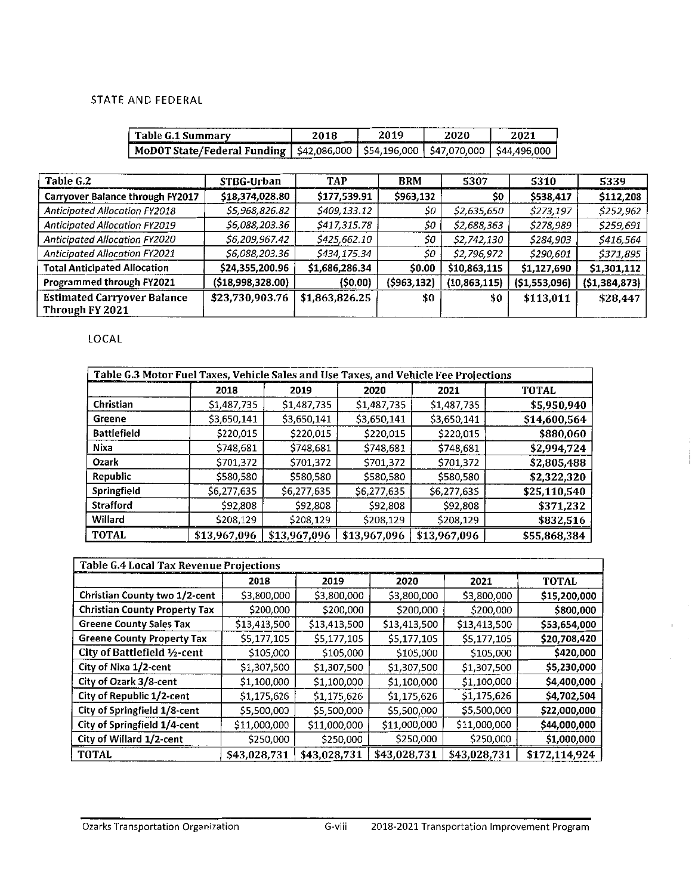## STATE AND FEDERAL

| Table G.1 Summary | 2018 | 2019 | 2020 | 2021 |
|---|---|---|---|---|
| **MoDOT State/Federal Funding** | $42,086,000 | $54,196,000 | $47,070,000 | $44,496,000 |

| Table G.2 | STBG-Urban | TAP | BRM | 5307 | 5310 | 5339 |
|---|---|---|---|---|---|---|
| **Carryover Balance through FY2017** | **$18,374,028.80** | **$177,539.91** | **$963,132** | **$0** | **$538,417** | **$112,208** |
| *Anticipated Allocation FY2018* | *$5,968,826.82* | *$409,133.12* | *$0* | *$2,635,650* | *$273,197* | *$252,962* |
| *Anticipated Allocation FY2019* | *$6,088,203.36* | *$417,315.78* | *$0* | *$2,688,363* | *$278,989* | *$259,691* |
| *Anticipated Allocation FY2020* | *$6,209,967.42* | *$425,662.10* | *$0* | *$2,742,130* | *$284,903* | *$416,564* |
| *Anticipated Allocation FY2021* | *$6,088,203.36* | *$434,175.34* | *$0* | *$2,796,972* | *$290,601* | *$371,895* |
| **Total Anticipated Allocation** | **$24,355,200.96** | **$1,686,286.34** | **$0.00** | **$10,863,115** | **$1,127,690** | **$1,301,112** |
| **Programmed through FY2021** | **($18,998,328.00)** | **($0.00)** | **($963,132)** | **(10,863,115)** | **($1,553,096)** | **($1,384,873)** |
| **Estimated Carryover Balance Through FY 2021** | **$23,730,903.76** | **$1,863,826.25** | **$0** | **$0** | **$113,011** | **$28,447** |

## LOCAL

| Table G.3 Motor Fuel Taxes, Vehicle Sales and Use Taxes, and Vehicle Fee Projections | | | | | |
|---|---|---|---|---|---|
| | **2018** | **2019** | **2020** | **2021** | **TOTAL** |
| **Christian** | $1,487,735 | $1,487,735 | $1,487,735 | $1,487,735 | **$5,950,940** |
| **Greene** | $3,650,141 | $3,650,141 | $3,650,141 | $3,650,141 | **$14,600,564** |
| **Battlefield** | $220,015 | $220,015 | $220,015 | $220,015 | **$880,060** |
| **Nixa** | $748,681 | $748,681 | $748,681 | $748,681 | **$2,994,724** |
| **Ozark** | $701,372 | $701,372 | $701,372 | $701,372 | **$2,805,488** |
| **Republic** | $580,580 | $580,580 | $580,580 | $580,580 | **$2,322,320** |
| **Springfield** | $6,277,635 | $6,277,635 | $6,277,635 | $6,277,635 | **$25,110,540** |
| **Strafford** | $92,808 | $92,808 | $92,808 | $92,808 | **$371,232** |
| **Willard** | $208,129 | $208,129 | $208,129 | $208,129 | **$832,516** |
| **TOTAL** | **$13,967,096** | **$13,967,096** | **$13,967,096** | **$13,967,096** | **$55,868,384** |

| Table G.4 Local Tax Revenue Projections | | | | | |
|---|---|---|---|---|---|
| | **2018** | **2019** | **2020** | **2021** | **TOTAL** |
| **Christian County two 1/2-cent** | $3,800,000 | $3,800,000 | $3,800,000 | $3,800,000 | **$15,200,000** |
| **Christian County Property Tax** | $200,000 | $200,000 | $200,000 | $200,000 | **$800,000** |
| **Greene County Sales Tax** | $13,413,500 | $13,413,500 | $13,413,500 | $13,413,500 | **$53,654,000** |
| **Greene County Property Tax** | $5,177,105 | $5,177,105 | $5,177,105 | $5,177,105 | **$20,708,420** |
| **City of Battlefield ½-cent** | $105,000 | $105,000 | $105,000 | $105,000 | **$420,000** |
| **City of Nixa 1/2-cent** | $1,307,500 | $1,307,500 | $1,307,500 | $1,307,500 | **$5,230,000** |
| **City of Ozark 3/8-cent** | $1,100,000 | $1,100,000 | $1,100,000 | $1,100,000 | **$4,400,000** |
| **City of Republic 1/2-cent** | $1,175,626 | $1,175,626 | $1,175,626 | $1,175,626 | **$4,702,504** |
| **City of Springfield 1/8-cent** | $5,500,000 | $5,500,000 | $5,500,000 | $5,500,000 | **$22,000,000** |
| **City of Springfield 1/4-cent** | $11,000,000 | $11,000,000 | $11,000,000 | $11,000,000 | **$44,000,000** |
| **City of Willard 1/2-cent** | $250,000 | $250,000 | $250,000 | $250,000 | **$1,000,000** |
| **TOTAL** | **$43,028,731** | **$43,028,731** | **$43,028,731** | **$43,028,731** | **$172,114,924** |